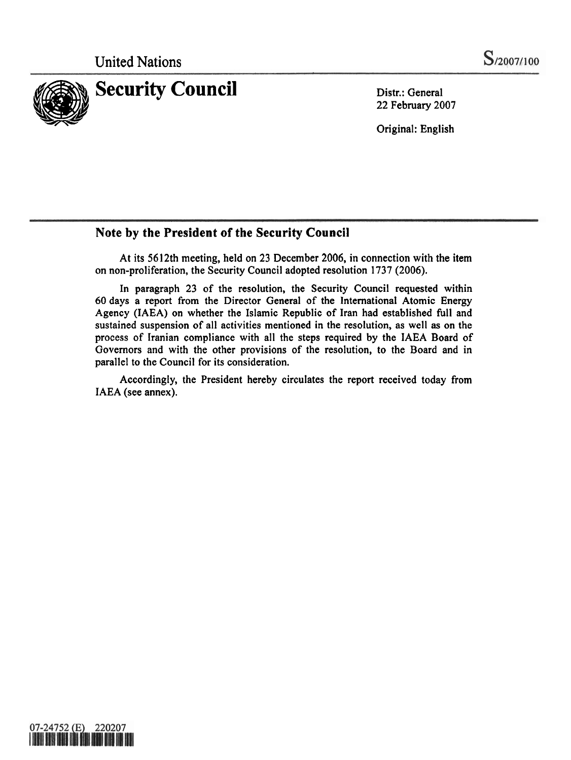United Nations

S/2007/100

# Security Council

Distr.: General
22 February 2007

Original: English

## Note by the President of the Security Council

At its 5612th meeting, held on 23 December 2006, in connection with the item on non-proliferation, the Security Council adopted resolution 1737 (2006).

In paragraph 23 of the resolution, the Security Council requested within 60 days a report from the Director General of the International Atomic Energy Agency (IAEA) on whether the Islamic Republic of Iran had established full and sustained suspension of all activities mentioned in the resolution, as well as on the process of Iranian compliance with all the steps required by the IAEA Board of Governors and with the other provisions of the resolution, to the Board and in parallel to the Council for its consideration.

Accordingly, the President hereby circulates the report received today from IAEA (see annex).

07-24752 (E) 220207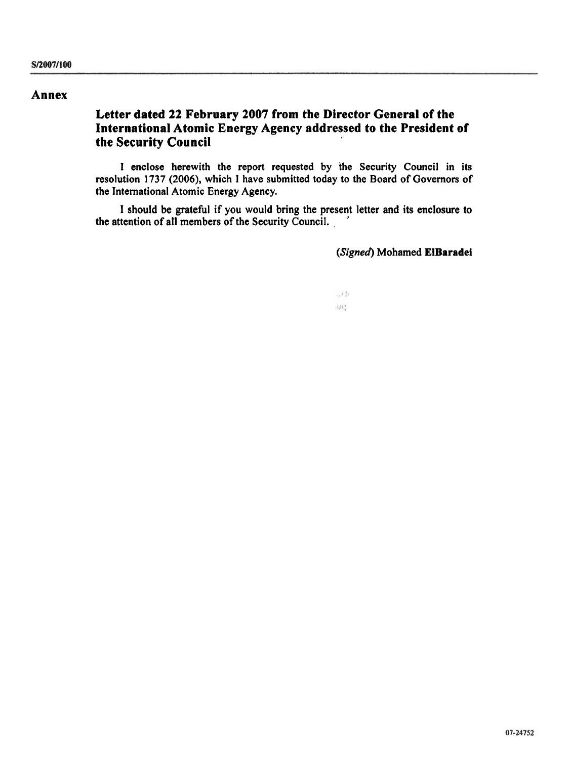## Annex

### Letter dated 22 February 2007 from the Director General of the International Atomic Energy Agency addressed to the President of the Security Council

I enclose herewith the report requested by the Security Council in its resolution 1737 (2006), which I have submitted today to the Board of Governors of the International Atomic Energy Agency.

I should be grateful if you would bring the present letter and its enclosure to the attention of all members of the Security Council.

(*Signed*) Mohamed **ElBaradei**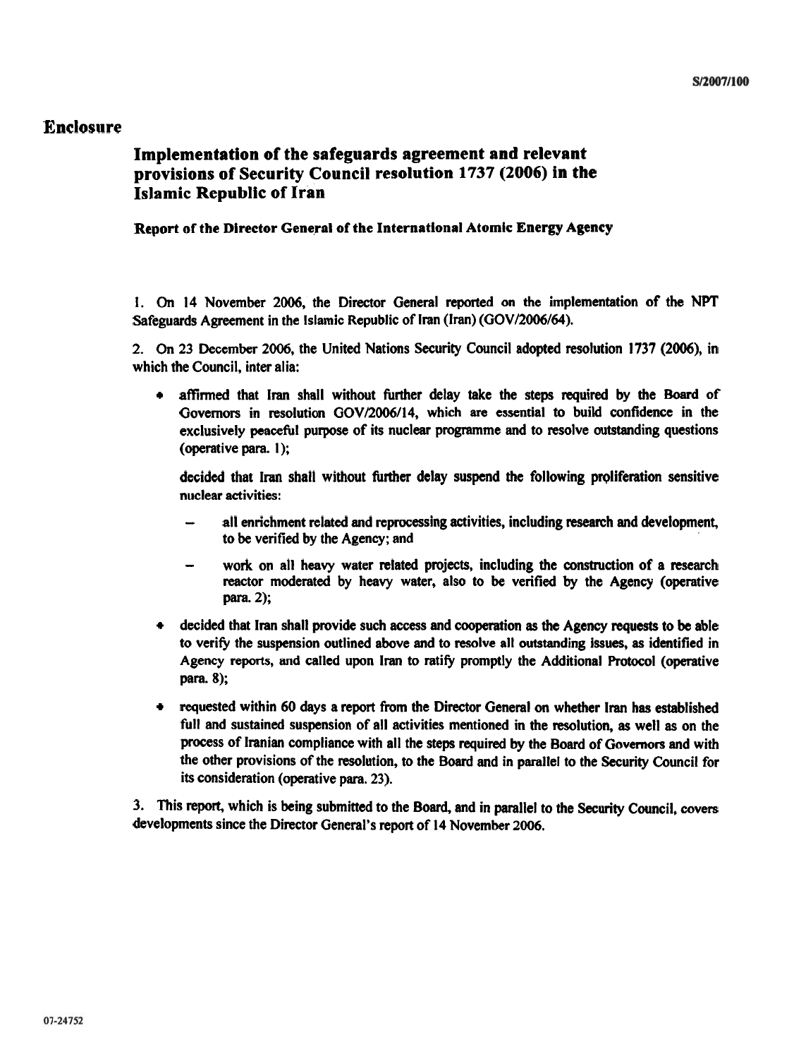## Enclosure

### Implementation of the safeguards agreement and relevant provisions of Security Council resolution 1737 (2006) in the Islamic Republic of Iran

**Report of the Director General of the International Atomic Energy Agency**

1. On 14 November 2006, the Director General reported on the implementation of the NPT Safeguards Agreement in the Islamic Republic of Iran (Iran) (GOV/2006/64).

2. On 23 December 2006, the United Nations Security Council adopted resolution 1737 (2006), in which the Council, inter alia:

- affirmed that Iran shall without further delay take the steps required by the Board of Governors in resolution GOV/2006/14, which are essential to build confidence in the exclusively peaceful purpose of its nuclear programme and to resolve outstanding questions (operative para. 1);

  decided that Iran shall without further delay suspend the following proliferation sensitive nuclear activities:

  - all enrichment related and reprocessing activities, including research and development, to be verified by the Agency; and
  - work on all heavy water related projects, including the construction of a research reactor moderated by heavy water, also to be verified by the Agency (operative para. 2);

- decided that Iran shall provide such access and cooperation as the Agency requests to be able to verify the suspension outlined above and to resolve all outstanding issues, as identified in Agency reports, and called upon Iran to ratify promptly the Additional Protocol (operative para. 8);

- requested within 60 days a report from the Director General on whether Iran has established full and sustained suspension of all activities mentioned in the resolution, as well as on the process of Iranian compliance with all the steps required by the Board of Governors and with the other provisions of the resolution, to the Board and in parallel to the Security Council for its consideration (operative para. 23).

3. This report, which is being submitted to the Board, and in parallel to the Security Council, covers developments since the Director General's report of 14 November 2006.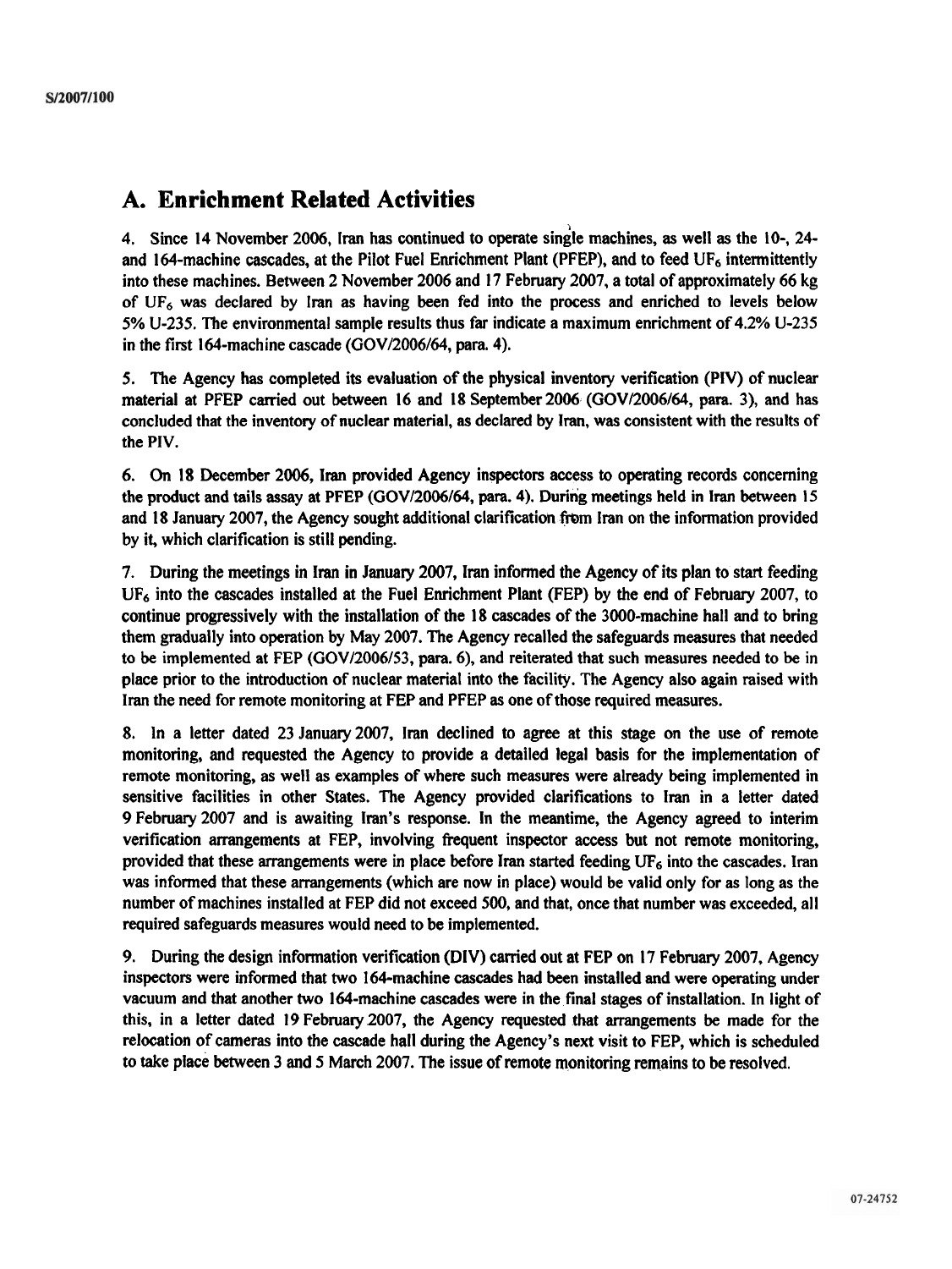## A. Enrichment Related Activities

4. Since 14 November 2006, Iran has continued to operate single machines, as well as the 10-, 24- and 164-machine cascades, at the Pilot Fuel Enrichment Plant (PFEP), and to feed $UF_6$ intermittently into these machines. Between 2 November 2006 and 17 February 2007, a total of approximately 66 kg of $UF_6$ was declared by Iran as having been fed into the process and enriched to levels below 5% U-235. The environmental sample results thus far indicate a maximum enrichment of 4.2% U-235 in the first 164-machine cascade (GOV/2006/64, para. 4).

5. The Agency has completed its evaluation of the physical inventory verification (PIV) of nuclear material at PFEP carried out between 16 and 18 September 2006 (GOV/2006/64, para. 3), and has concluded that the inventory of nuclear material, as declared by Iran, was consistent with the results of the PIV.

6. On 18 December 2006, Iran provided Agency inspectors access to operating records concerning the product and tails assay at PFEP (GOV/2006/64, para. 4). During meetings held in Iran between 15 and 18 January 2007, the Agency sought additional clarification from Iran on the information provided by it, which clarification is still pending.

7. During the meetings in Iran in January 2007, Iran informed the Agency of its plan to start feeding $UF_6$ into the cascades installed at the Fuel Enrichment Plant (FEP) by the end of February 2007, to continue progressively with the installation of the 18 cascades of the 3000-machine hall and to bring them gradually into operation by May 2007. The Agency recalled the safeguards measures that needed to be implemented at FEP (GOV/2006/53, para. 6), and reiterated that such measures needed to be in place prior to the introduction of nuclear material into the facility. The Agency also again raised with Iran the need for remote monitoring at FEP and PFEP as one of those required measures.

8. In a letter dated 23 January 2007, Iran declined to agree at this stage on the use of remote monitoring, and requested the Agency to provide a detailed legal basis for the implementation of remote monitoring, as well as examples of where such measures were already being implemented in sensitive facilities in other States. The Agency provided clarifications to Iran in a letter dated 9 February 2007 and is awaiting Iran's response. In the meantime, the Agency agreed to interim verification arrangements at FEP, involving frequent inspector access but not remote monitoring, provided that these arrangements were in place before Iran started feeding $UF_6$ into the cascades. Iran was informed that these arrangements (which are now in place) would be valid only for as long as the number of machines installed at FEP did not exceed 500, and that, once that number was exceeded, all required safeguards measures would need to be implemented.

9. During the design information verification (DIV) carried out at FEP on 17 February 2007, Agency inspectors were informed that two 164-machine cascades had been installed and were operating under vacuum and that another two 164-machine cascades were in the final stages of installation. In light of this, in a letter dated 19 February 2007, the Agency requested that arrangements be made for the relocation of cameras into the cascade hall during the Agency's next visit to FEP, which is scheduled to take place between 3 and 5 March 2007. The issue of remote monitoring remains to be resolved.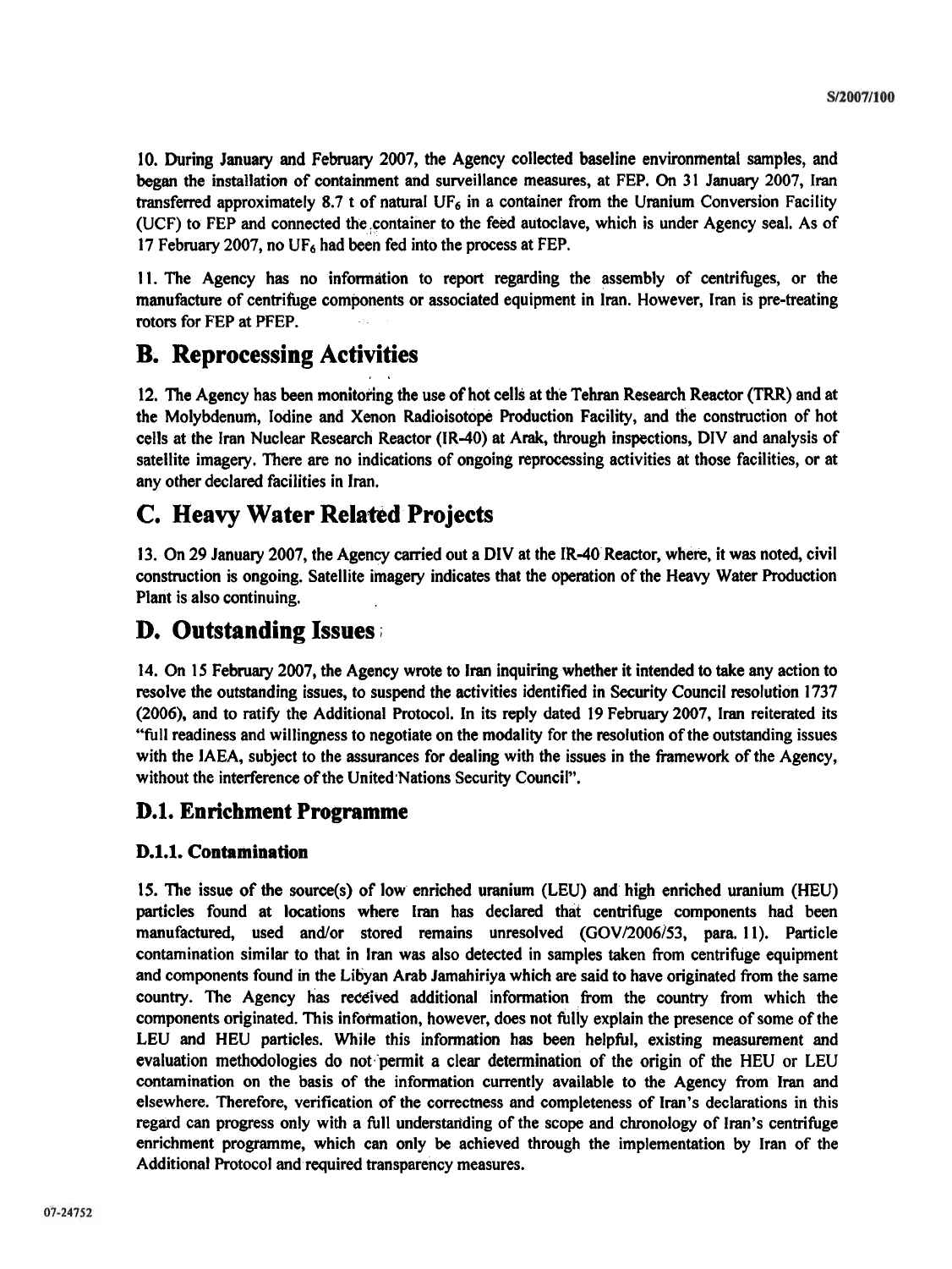10. During January and February 2007, the Agency collected baseline environmental samples, and began the installation of containment and surveillance measures, at FEP. On 31 January 2007, Iran transferred approximately 8.7 t of natural $UF_6$ in a container from the Uranium Conversion Facility (UCF) to FEP and connected the container to the feed autoclave, which is under Agency seal. As of 17 February 2007, no $UF_6$ had been fed into the process at FEP.

11. The Agency has no information to report regarding the assembly of centrifuges, or the manufacture of centrifuge components or associated equipment in Iran. However, Iran is pre-treating rotors for FEP at PFEP.

# B. Reprocessing Activities

12. The Agency has been monitoring the use of hot cells at the Tehran Research Reactor (TRR) and at the Molybdenum, Iodine and Xenon Radioisotope Production Facility, and the construction of hot cells at the Iran Nuclear Research Reactor (IR-40) at Arak, through inspections, DIV and analysis of satellite imagery. There are no indications of ongoing reprocessing activities at those facilities, or at any other declared facilities in Iran.

# C. Heavy Water Related Projects

13. On 29 January 2007, the Agency carried out a DIV at the IR-40 Reactor, where, it was noted, civil construction is ongoing. Satellite imagery indicates that the operation of the Heavy Water Production Plant is also continuing.

# D. Outstanding Issues

14. On 15 February 2007, the Agency wrote to Iran inquiring whether it intended to take any action to resolve the outstanding issues, to suspend the activities identified in Security Council resolution 1737 (2006), and to ratify the Additional Protocol. In its reply dated 19 February 2007, Iran reiterated its "full readiness and willingness to negotiate on the modality for the resolution of the outstanding issues with the IAEA, subject to the assurances for dealing with the issues in the framework of the Agency, without the interference of the United Nations Security Council".

## D.1. Enrichment Programme

### D.1.1. Contamination

15. The issue of the source(s) of low enriched uranium (LEU) and high enriched uranium (HEU) particles found at locations where Iran has declared that centrifuge components had been manufactured, used and/or stored remains unresolved (GOV/2006/53, para. 11). Particle contamination similar to that in Iran was also detected in samples taken from centrifuge equipment and components found in the Libyan Arab Jamahiriya which are said to have originated from the same country. The Agency has received additional information from the country from which the components originated. This information, however, does not fully explain the presence of some of the LEU and HEU particles. While this information has been helpful, existing measurement and evaluation methodologies do not permit a clear determination of the origin of the HEU or LEU contamination on the basis of the information currently available to the Agency from Iran and elsewhere. Therefore, verification of the correctness and completeness of Iran's declarations in this regard can progress only with a full understanding of the scope and chronology of Iran's centrifuge enrichment programme, which can only be achieved through the implementation by Iran of the Additional Protocol and required transparency measures.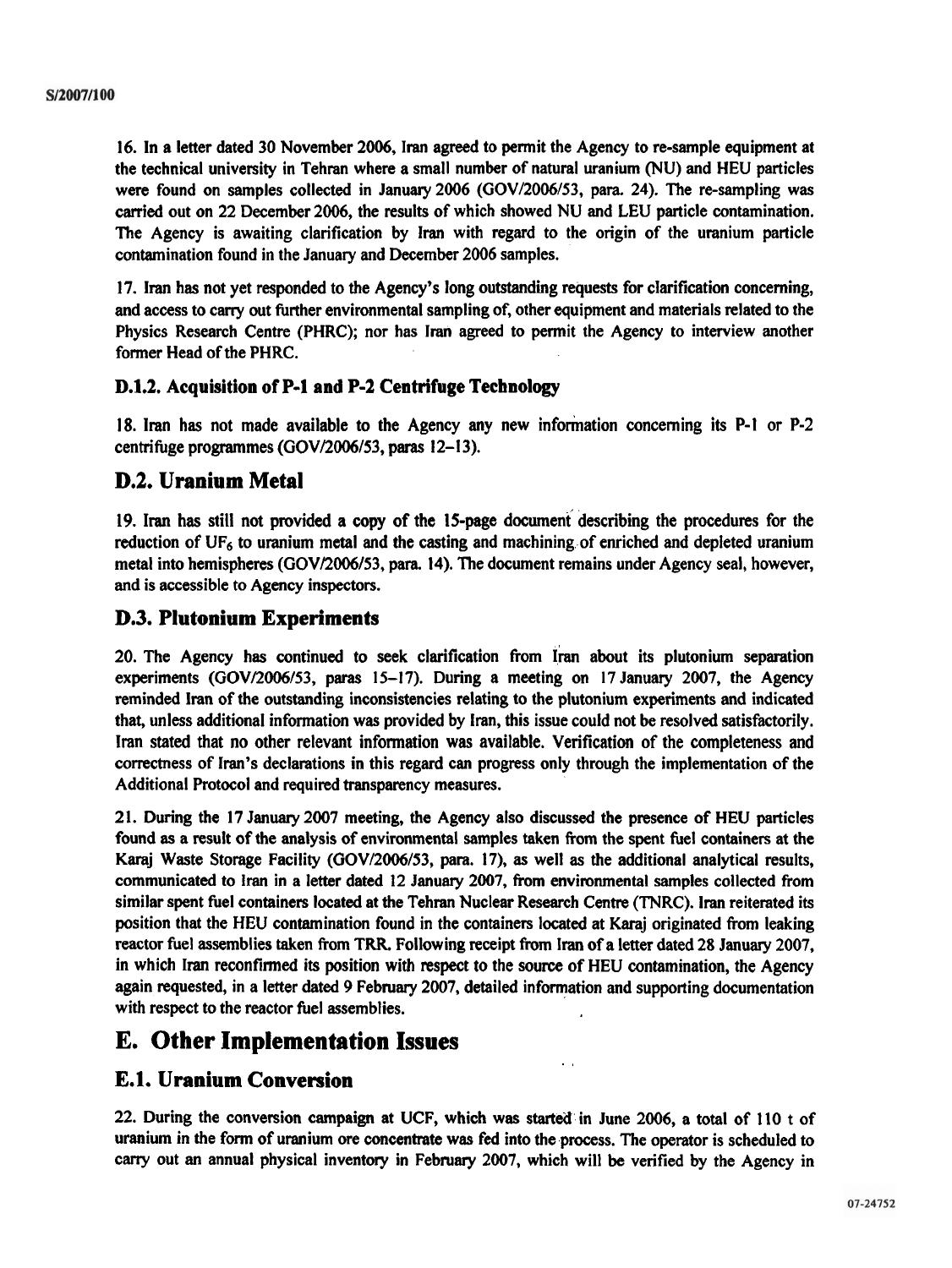16. In a letter dated 30 November 2006, Iran agreed to permit the Agency to re-sample equipment at the technical university in Tehran where a small number of natural uranium (NU) and HEU particles were found on samples collected in January 2006 (GOV/2006/53, para. 24). The re-sampling was carried out on 22 December 2006, the results of which showed NU and LEU particle contamination. The Agency is awaiting clarification by Iran with regard to the origin of the uranium particle contamination found in the January and December 2006 samples.

17. Iran has not yet responded to the Agency's long outstanding requests for clarification concerning, and access to carry out further environmental sampling of, other equipment and materials related to the Physics Research Centre (PHRC); nor has Iran agreed to permit the Agency to interview another former Head of the PHRC.

### D.1.2. Acquisition of P-1 and P-2 Centrifuge Technology

18. Iran has not made available to the Agency any new information concerning its P-1 or P-2 centrifuge programmes (GOV/2006/53, paras 12–13).

## D.2. Uranium Metal

19. Iran has still not provided a copy of the 15-page document describing the procedures for the reduction of $UF_6$ to uranium metal and the casting and machining of enriched and depleted uranium metal into hemispheres (GOV/2006/53, para. 14). The document remains under Agency seal, however, and is accessible to Agency inspectors.

## D.3. Plutonium Experiments

20. The Agency has continued to seek clarification from Iran about its plutonium separation experiments (GOV/2006/53, paras 15–17). During a meeting on 17 January 2007, the Agency reminded Iran of the outstanding inconsistencies relating to the plutonium experiments and indicated that, unless additional information was provided by Iran, this issue could not be resolved satisfactorily. Iran stated that no other relevant information was available. Verification of the completeness and correctness of Iran's declarations in this regard can progress only through the implementation of the Additional Protocol and required transparency measures.

21. During the 17 January 2007 meeting, the Agency also discussed the presence of HEU particles found as a result of the analysis of environmental samples taken from the spent fuel containers at the Karaj Waste Storage Facility (GOV/2006/53, para. 17), as well as the additional analytical results, communicated to Iran in a letter dated 12 January 2007, from environmental samples collected from similar spent fuel containers located at the Tehran Nuclear Research Centre (TNRC). Iran reiterated its position that the HEU contamination found in the containers located at Karaj originated from leaking reactor fuel assemblies taken from TRR. Following receipt from Iran of a letter dated 28 January 2007, in which Iran reconfirmed its position with respect to the source of HEU contamination, the Agency again requested, in a letter dated 9 February 2007, detailed information and supporting documentation with respect to the reactor fuel assemblies.

# E. Other Implementation Issues

## E.1. Uranium Conversion

22. During the conversion campaign at UCF, which was started in June 2006, a total of 110 t of uranium in the form of uranium ore concentrate was fed into the process. The operator is scheduled to carry out an annual physical inventory in February 2007, which will be verified by the Agency in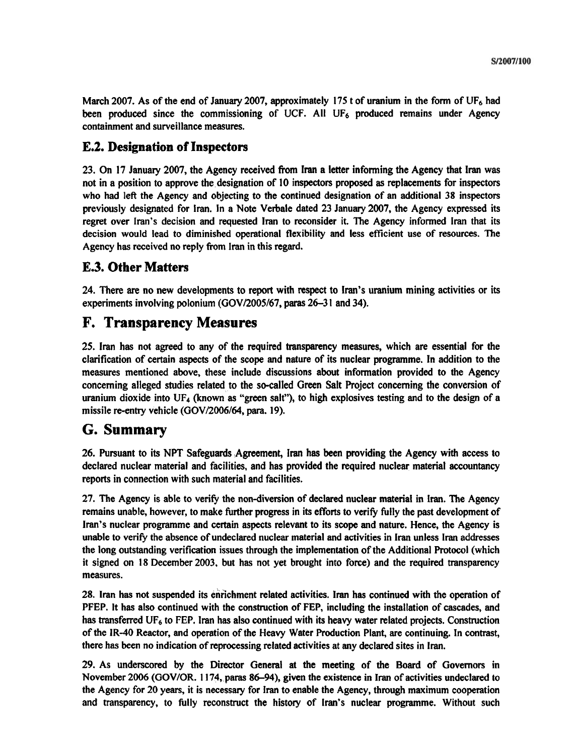March 2007. As of the end of January 2007, approximately 175 t of uranium in the form of $UF_6$ had been produced since the commissioning of UCF. All $UF_6$ produced remains under Agency containment and surveillance measures.

### E.2. Designation of Inspectors

23. On 17 January 2007, the Agency received from Iran a letter informing the Agency that Iran was not in a position to approve the designation of 10 inspectors proposed as replacements for inspectors who had left the Agency and objecting to the continued designation of an additional 38 inspectors previously designated for Iran. In a Note Verbale dated 23 January 2007, the Agency expressed its regret over Iran's decision and requested Iran to reconsider it. The Agency informed Iran that its decision would lead to diminished operational flexibility and less efficient use of resources. The Agency has received no reply from Iran in this regard.

### E.3. Other Matters

24. There are no new developments to report with respect to Iran's uranium mining activities or its experiments involving polonium (GOV/2005/67, paras 26–31 and 34).

## F. Transparency Measures

25. Iran has not agreed to any of the required transparency measures, which are essential for the clarification of certain aspects of the scope and nature of its nuclear programme. In addition to the measures mentioned above, these include discussions about information provided to the Agency concerning alleged studies related to the so-called Green Salt Project concerning the conversion of uranium dioxide into $UF_4$ (known as "green salt"), to high explosives testing and to the design of a missile re-entry vehicle (GOV/2006/64, para. 19).

## G. Summary

26. Pursuant to its NPT Safeguards Agreement, Iran has been providing the Agency with access to declared nuclear material and facilities, and has provided the required nuclear material accountancy reports in connection with such material and facilities.

27. The Agency is able to verify the non-diversion of declared nuclear material in Iran. The Agency remains unable, however, to make further progress in its efforts to verify fully the past development of Iran's nuclear programme and certain aspects relevant to its scope and nature. Hence, the Agency is unable to verify the absence of undeclared nuclear material and activities in Iran unless Iran addresses the long outstanding verification issues through the implementation of the Additional Protocol (which it signed on 18 December 2003, but has not yet brought into force) and the required transparency measures.

28. Iran has not suspended its enrichment related activities. Iran has continued with the operation of PFEP. It has also continued with the construction of FEP, including the installation of cascades, and has transferred $UF_6$ to FEP. Iran has also continued with its heavy water related projects. Construction of the IR-40 Reactor, and operation of the Heavy Water Production Plant, are continuing. In contrast, there has been no indication of reprocessing related activities at any declared sites in Iran.

29. As underscored by the Director General at the meeting of the Board of Governors in November 2006 (GOV/OR. 1174, paras 86–94), given the existence in Iran of activities undeclared to the Agency for 20 years, it is necessary for Iran to enable the Agency, through maximum cooperation and transparency, to fully reconstruct the history of Iran's nuclear programme. Without such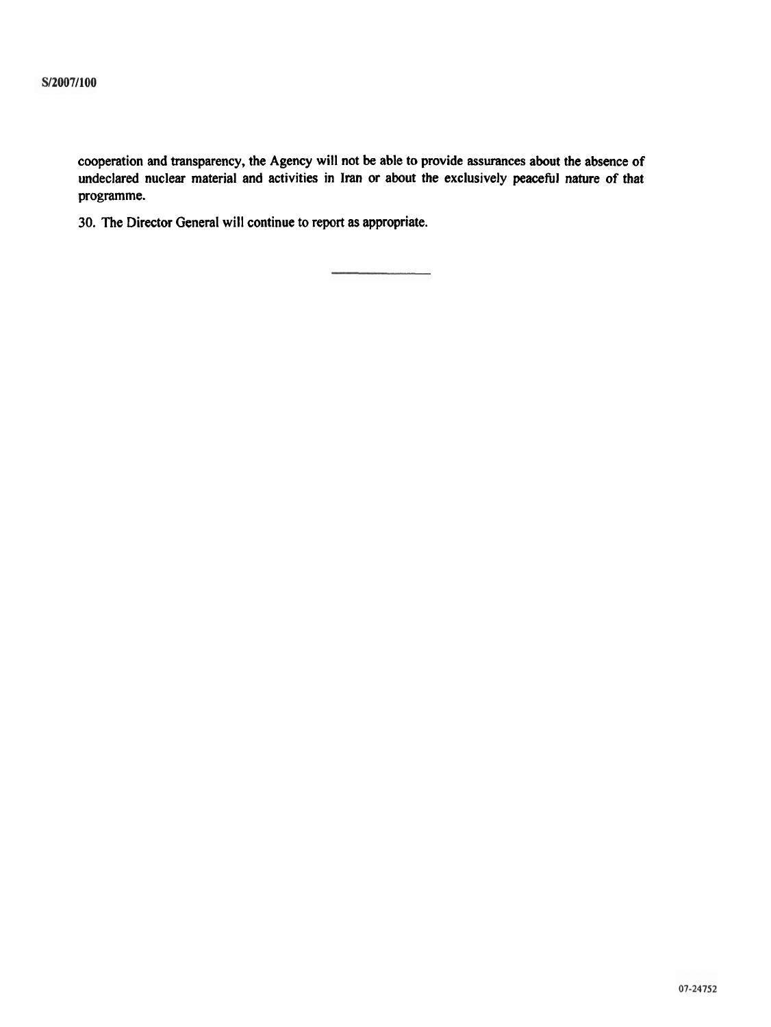cooperation and transparency, the Agency will not be able to provide assurances about the absence of undeclared nuclear material and activities in Iran or about the exclusively peaceful nature of that programme.

30. The Director General will continue to report as appropriate.